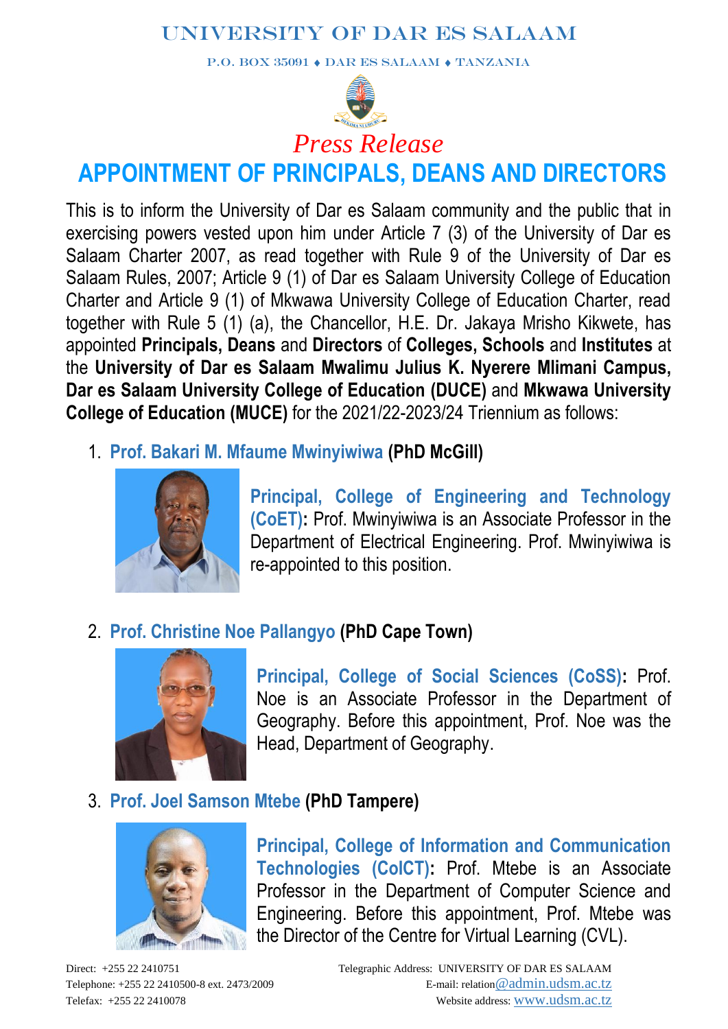# UNIVERSITY OF DAR ES SALAAM

P.O. BOX 35091 ♦ DAR ES SALAAM ♦ TANZANIA

*Press Release*

## APPOINTMENT OF PRINCIPALS, DEANS AND DIRECTORS

This is to inform the University of Dar es Salaam community and the public that in exercising powers vested upon him under Article 7 (3) of the University of Dar es Salaam Charter 2007, as read together with Rule 9 of the University of Dar es Salaam Rules, 2007; Article 9 (1) of Dar es Salaam University College of Education Charter and Article 9 (1) of Mkwawa University College of Education Charter, read together with Rule 5 (1) (a), the Chancellor, H.E. Dr. Jakaya Mrisho Kikwete, has appointed **Principals, Deans** and **Directors** of **Colleges, Schools** and **Institutes** at the **University of Dar es Salaam Mwalimu Julius K. Nyerere Mlimani Campus, Dar es Salaam University College of Education (DUCE)** and **Mkwawa University College of Education (MUCE)** for the 2021/22-2023/24 Triennium as follows:

1. **Prof. Bakari M. Mfaume Mwinyiwiwa (PhD McGill)**

   **Principal, College of Engineering and Technology (CoET):** Prof. Mwinyiwiwa is an Associate Professor in the Department of Electrical Engineering. Prof. Mwinyiwiwa is re-appointed to this position.

2. **Prof. Christine Noe Pallangyo (PhD Cape Town)**

   **Principal, College of Social Sciences (CoSS):** Prof. Noe is an Associate Professor in the Department of Geography. Before this appointment, Prof. Noe was the Head, Department of Geography.

3. **Prof. Joel Samson Mtebe (PhD Tampere)**

   **Principal, College of Information and Communication Technologies (CoICT):** Prof. Mtebe is an Associate Professor in the Department of Computer Science and Engineering. Before this appointment, Prof. Mtebe was the Director of the Centre for Virtual Learning (CVL).

Direct: +255 22 2410751
Telephone: +255 22 2410500-8 ext. 2473/2009
Telefax: +255 22 2410078

Telegraphic Address: UNIVERSITY OF DAR ES SALAAM
E-mail: relation@admin.udsm.ac.tz
Website address: www.udsm.ac.tz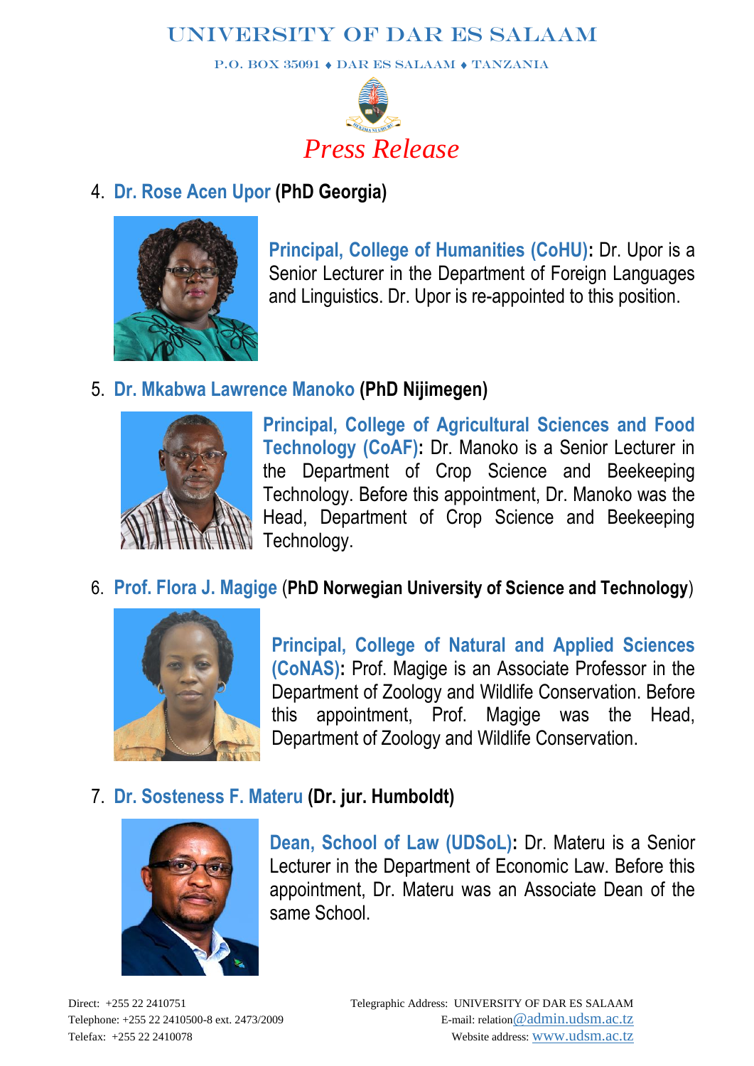# UNIVERSITY OF DAR ES SALAAM

P.O. BOX 35091 ♦ DAR ES SALAAM ♦ TANZANIA

*Press Release*

4. **Dr. Rose Acen Upor (PhD Georgia)**

**Principal, College of Humanities (CoHU):** Dr. Upor is a Senior Lecturer in the Department of Foreign Languages and Linguistics. Dr. Upor is re-appointed to this position.

5. **Dr. Mkabwa Lawrence Manoko (PhD Nijimegen)**

**Principal, College of Agricultural Sciences and Food Technology (CoAF):** Dr. Manoko is a Senior Lecturer in the Department of Crop Science and Beekeeping Technology. Before this appointment, Dr. Manoko was the Head, Department of Crop Science and Beekeeping Technology.

6. **Prof. Flora J. Magige (PhD Norwegian University of Science and Technology)**

**Principal, College of Natural and Applied Sciences (CoNAS):** Prof. Magige is an Associate Professor in the Department of Zoology and Wildlife Conservation. Before this appointment, Prof. Magige was the Head, Department of Zoology and Wildlife Conservation.

7. **Dr. Sosteness F. Materu (Dr. jur. Humboldt)**

**Dean, School of Law (UDSoL):** Dr. Materu is a Senior Lecturer in the Department of Economic Law. Before this appointment, Dr. Materu was an Associate Dean of the same School.

Direct: +255 22 2410751
Telephone: +255 22 2410500-8 ext. 2473/2009
Telefax: +255 22 2410078

Telegraphic Address: UNIVERSITY OF DAR ES SALAAM
E-mail: relation@admin.udsm.ac.tz
Website address: www.udsm.ac.tz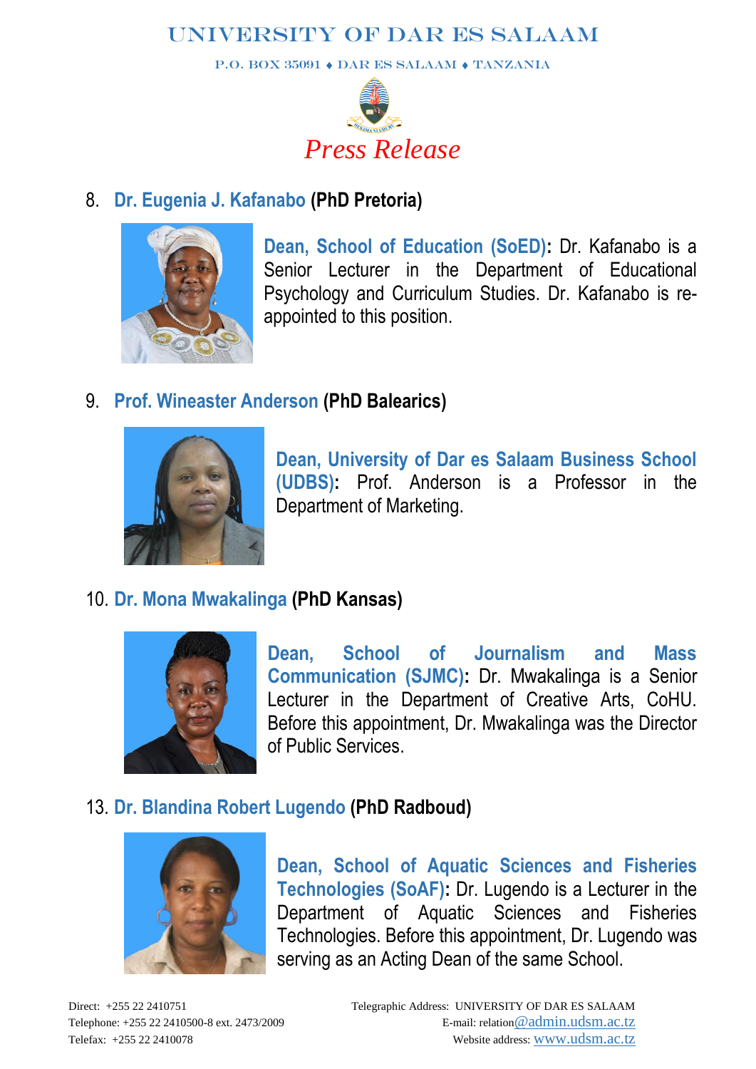# UNIVERSITY OF DAR ES SALAAM

P.O. BOX 35091 ♦ DAR ES SALAAM ♦ TANZANIA

*Press Release*

8. **Dr. Eugenia J. Kafanabo (PhD Pretoria)**

**Dean, School of Education (SoED):** Dr. Kafanabo is a Senior Lecturer in the Department of Educational Psychology and Curriculum Studies. Dr. Kafanabo is re-appointed to this position.

9. **Prof. Wineaster Anderson (PhD Balearics)**

**Dean, University of Dar es Salaam Business School (UDBS):** Prof. Anderson is a Professor in the Department of Marketing.

10. **Dr. Mona Mwakalinga (PhD Kansas)**

**Dean, School of Journalism and Mass Communication (SJMC):** Dr. Mwakalinga is a Senior Lecturer in the Department of Creative Arts, CoHU. Before this appointment, Dr. Mwakalinga was the Director of Public Services.

13. **Dr. Blandina Robert Lugendo (PhD Radboud)**

**Dean, School of Aquatic Sciences and Fisheries Technologies (SoAF):** Dr. Lugendo is a Lecturer in the Department of Aquatic Sciences and Fisheries Technologies. Before this appointment, Dr. Lugendo was serving as an Acting Dean of the same School.

Direct: +255 22 2410751
Telephone: +255 22 2410500-8 ext. 2473/2009
Telefax: +255 22 2410078

Telegraphic Address: UNIVERSITY OF DAR ES SALAAM
E-mail: relation@admin.udsm.ac.tz
Website address: www.udsm.ac.tz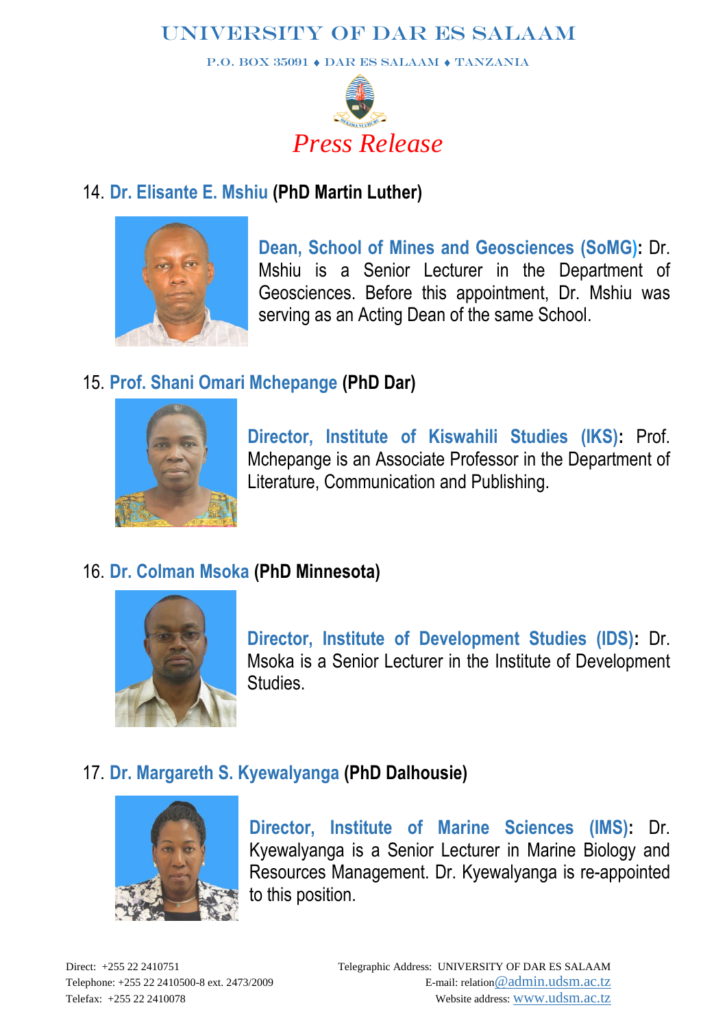14. **Dr. Elisante E. Mshiu (PhD Martin Luther)**

**Dean, School of Mines and Geosciences (SoMG):** Dr. Mshiu is a Senior Lecturer in the Department of Geosciences. Before this appointment, Dr. Mshiu was serving as an Acting Dean of the same School.

15. **Prof. Shani Omari Mchepange (PhD Dar)**

**Director, Institute of Kiswahili Studies (IKS):** Prof. Mchepange is an Associate Professor in the Department of Literature, Communication and Publishing.

16. **Dr. Colman Msoka (PhD Minnesota)**

**Director, Institute of Development Studies (IDS):** Dr. Msoka is a Senior Lecturer in the Institute of Development Studies.

17. **Dr. Margareth S. Kyewalyanga (PhD Dalhousie)**

**Director, Institute of Marine Sciences (IMS):** Dr. Kyewalyanga is a Senior Lecturer in Marine Biology and Resources Management. Dr. Kyewalyanga is re-appointed to this position.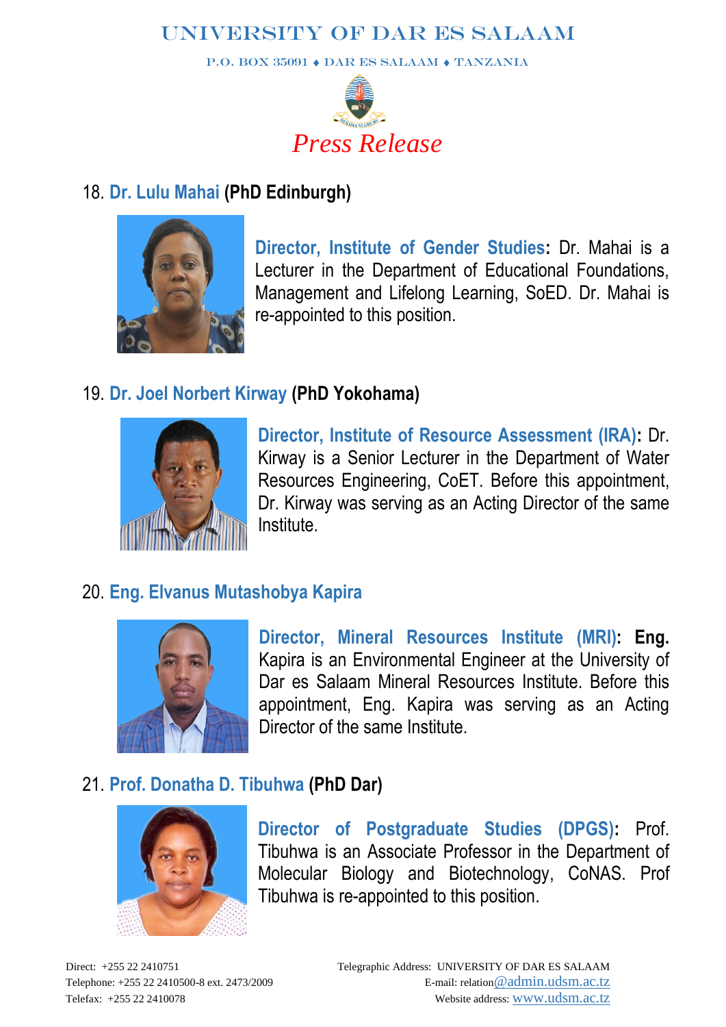18. **Dr. Lulu Mahai (PhD Edinburgh)**

**Director, Institute of Gender Studies:** Dr. Mahai is a Lecturer in the Department of Educational Foundations, Management and Lifelong Learning, SoED. Dr. Mahai is re-appointed to this position.

19. **Dr. Joel Norbert Kirway (PhD Yokohama)**

**Director, Institute of Resource Assessment (IRA):** Dr. Kirway is a Senior Lecturer in the Department of Water Resources Engineering, CoET. Before this appointment, Dr. Kirway was serving as an Acting Director of the same Institute.

20. **Eng. Elvanus Mutashobya Kapira**

**Director, Mineral Resources Institute (MRI): Eng.** Kapira is an Environmental Engineer at the University of Dar es Salaam Mineral Resources Institute. Before this appointment, Eng. Kapira was serving as an Acting Director of the same Institute.

21. **Prof. Donatha D. Tibuhwa (PhD Dar)**

**Director of Postgraduate Studies (DPGS):** Prof. Tibuhwa is an Associate Professor in the Department of Molecular Biology and Biotechnology, CoNAS. Prof Tibuhwa is re-appointed to this position.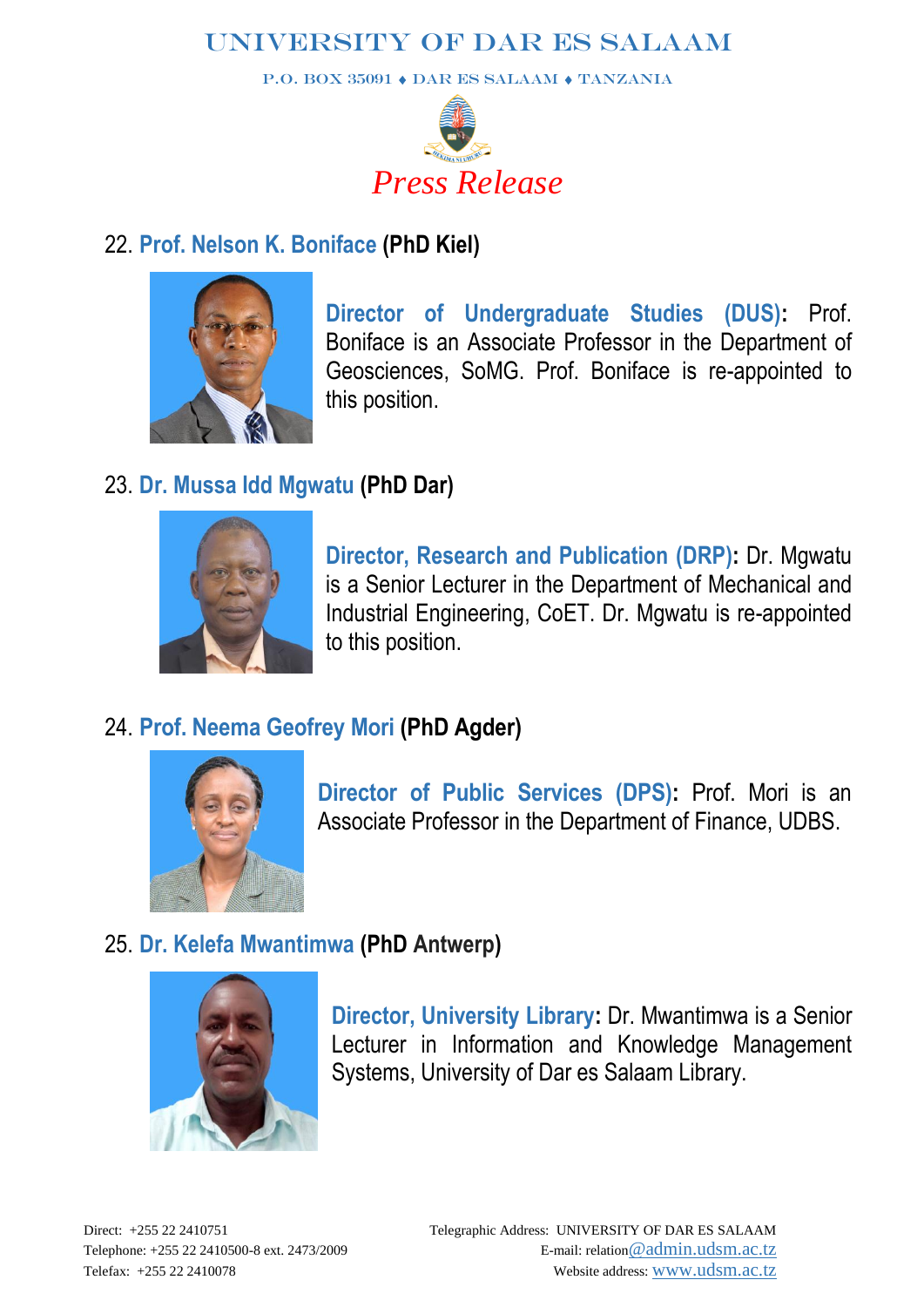# UNIVERSITY OF DAR ES SALAAM

P.O. BOX 35091 ♦ DAR ES SALAAM ♦ TANZANIA

*Press Release*

22. **Prof. Nelson K. Boniface (PhD Kiel)**

**Director of Undergraduate Studies (DUS):** Prof. Boniface is an Associate Professor in the Department of Geosciences, SoMG. Prof. Boniface is re-appointed to this position.

23. **Dr. Mussa Idd Mgwatu (PhD Dar)**

**Director, Research and Publication (DRP):** Dr. Mgwatu is a Senior Lecturer in the Department of Mechanical and Industrial Engineering, CoET. Dr. Mgwatu is re-appointed to this position.

24. **Prof. Neema Geofrey Mori (PhD Agder)**

**Director of Public Services (DPS):** Prof. Mori is an Associate Professor in the Department of Finance, UDBS.

25. **Dr. Kelefa Mwantimwa (PhD Antwerp)**

**Director, University Library:** Dr. Mwantimwa is a Senior Lecturer in Information and Knowledge Management Systems, University of Dar es Salaam Library.

Direct: +255 22 2410751
Telephone: +255 22 2410500-8 ext. 2473/2009
Telefax: +255 22 2410078

Telegraphic Address: UNIVERSITY OF DAR ES SALAAM
E-mail: relation@admin.udsm.ac.tz
Website address: www.udsm.ac.tz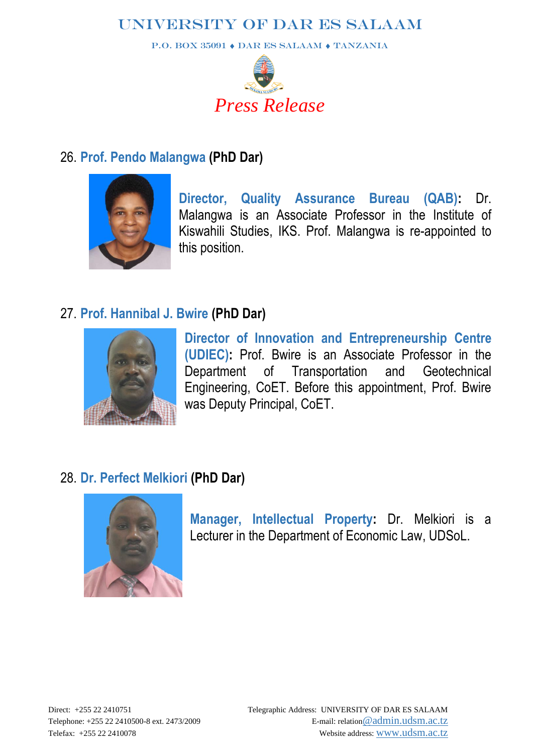26. **Prof. Pendo Malangwa (PhD Dar)**

**Director, Quality Assurance Bureau (QAB):** Dr. Malangwa is an Associate Professor in the Institute of Kiswahili Studies, IKS. Prof. Malangwa is re-appointed to this position.

27. **Prof. Hannibal J. Bwire (PhD Dar)**

**Director of Innovation and Entrepreneurship Centre (UDIEC):** Prof. Bwire is an Associate Professor in the Department of Transportation and Geotechnical Engineering, CoET. Before this appointment, Prof. Bwire was Deputy Principal, CoET.

28. **Dr. Perfect Melkiori (PhD Dar)**

**Manager, Intellectual Property:** Dr. Melkiori is a Lecturer in the Department of Economic Law, UDSoL.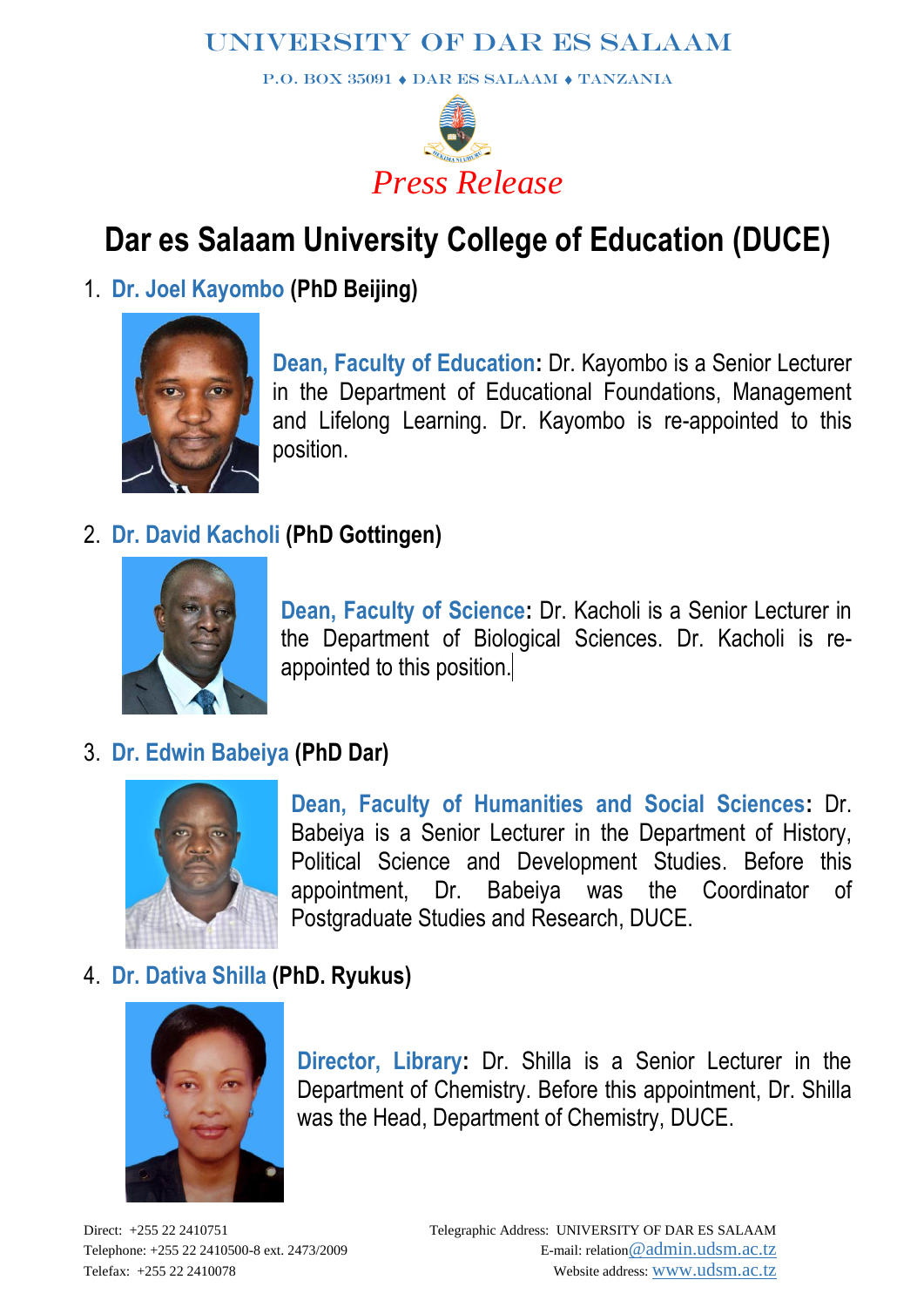UNIVERSITY OF DAR ES SALAAM

P.O. BOX 35091 ♦ DAR ES SALAAM ♦ TANZANIA

*Press Release*

# Dar es Salaam University College of Education (DUCE)

1. **Dr. Joel Kayombo (PhD Beijing)**

   **Dean, Faculty of Education:** Dr. Kayombo is a Senior Lecturer in the Department of Educational Foundations, Management and Lifelong Learning. Dr. Kayombo is re-appointed to this position.

2. **Dr. David Kacholi (PhD Gottingen)**

   **Dean, Faculty of Science:** Dr. Kacholi is a Senior Lecturer in the Department of Biological Sciences. Dr. Kacholi is re-appointed to this position.

3. **Dr. Edwin Babeiya (PhD Dar)**

   **Dean, Faculty of Humanities and Social Sciences:** Dr. Babeiya is a Senior Lecturer in the Department of History, Political Science and Development Studies. Before this appointment, Dr. Babeiya was the Coordinator of Postgraduate Studies and Research, DUCE.

4. **Dr. Dativa Shilla (PhD. Ryukus)**

   **Director, Library:** Dr. Shilla is a Senior Lecturer in the Department of Chemistry. Before this appointment, Dr. Shilla was the Head, Department of Chemistry, DUCE.

Direct: +255 22 2410751
Telephone: +255 22 2410500-8 ext. 2473/2009
Telefax: +255 22 2410078

Telegraphic Address: UNIVERSITY OF DAR ES SALAAM
E-mail: relation@admin.udsm.ac.tz
Website address: www.udsm.ac.tz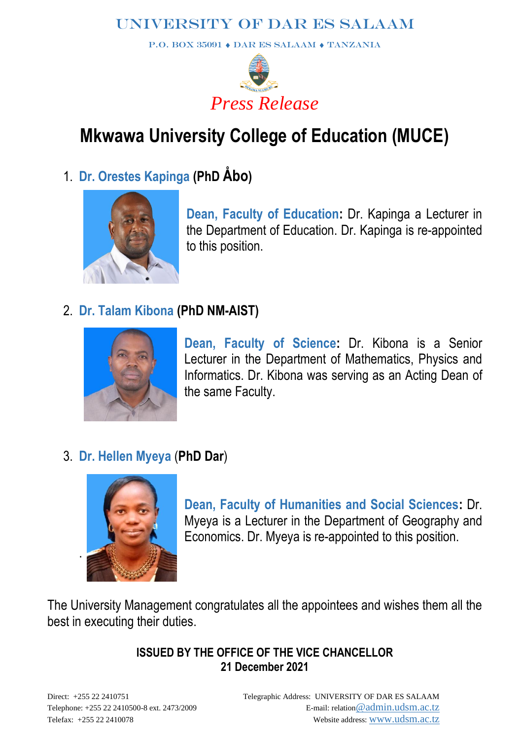UNIVERSITY OF DAR ES SALAAM

P.O. BOX 35091 ♦ DAR ES SALAAM ♦ TANZANIA

*Press Release*

# Mkwawa University College of Education (MUCE)

1. **Dr. Orestes Kapinga (PhD Åbo)**

**Dean, Faculty of Education:** Dr. Kapinga a Lecturer in the Department of Education. Dr. Kapinga is re-appointed to this position.

2. **Dr. Talam Kibona (PhD NM-AIST)**

**Dean, Faculty of Science:** Dr. Kibona is a Senior Lecturer in the Department of Mathematics, Physics and Informatics. Dr. Kibona was serving as an Acting Dean of the same Faculty.

3. **Dr. Hellen Myeya** (**PhD Dar**)

**Dean, Faculty of Humanities and Social Sciences:** Dr. Myeya is a Lecturer in the Department of Geography and Economics. Dr. Myeya is re-appointed to this position.

The University Management congratulates all the appointees and wishes them all the best in executing their duties.

**ISSUED BY THE OFFICE OF THE VICE CHANCELLOR**
**21 December 2021**

Direct: +255 22 2410751
Telephone: +255 22 2410500-8 ext. 2473/2009
Telefax: +255 22 2410078

Telegraphic Address: UNIVERSITY OF DAR ES SALAAM
E-mail: relation@admin.udsm.ac.tz
Website address: www.udsm.ac.tz